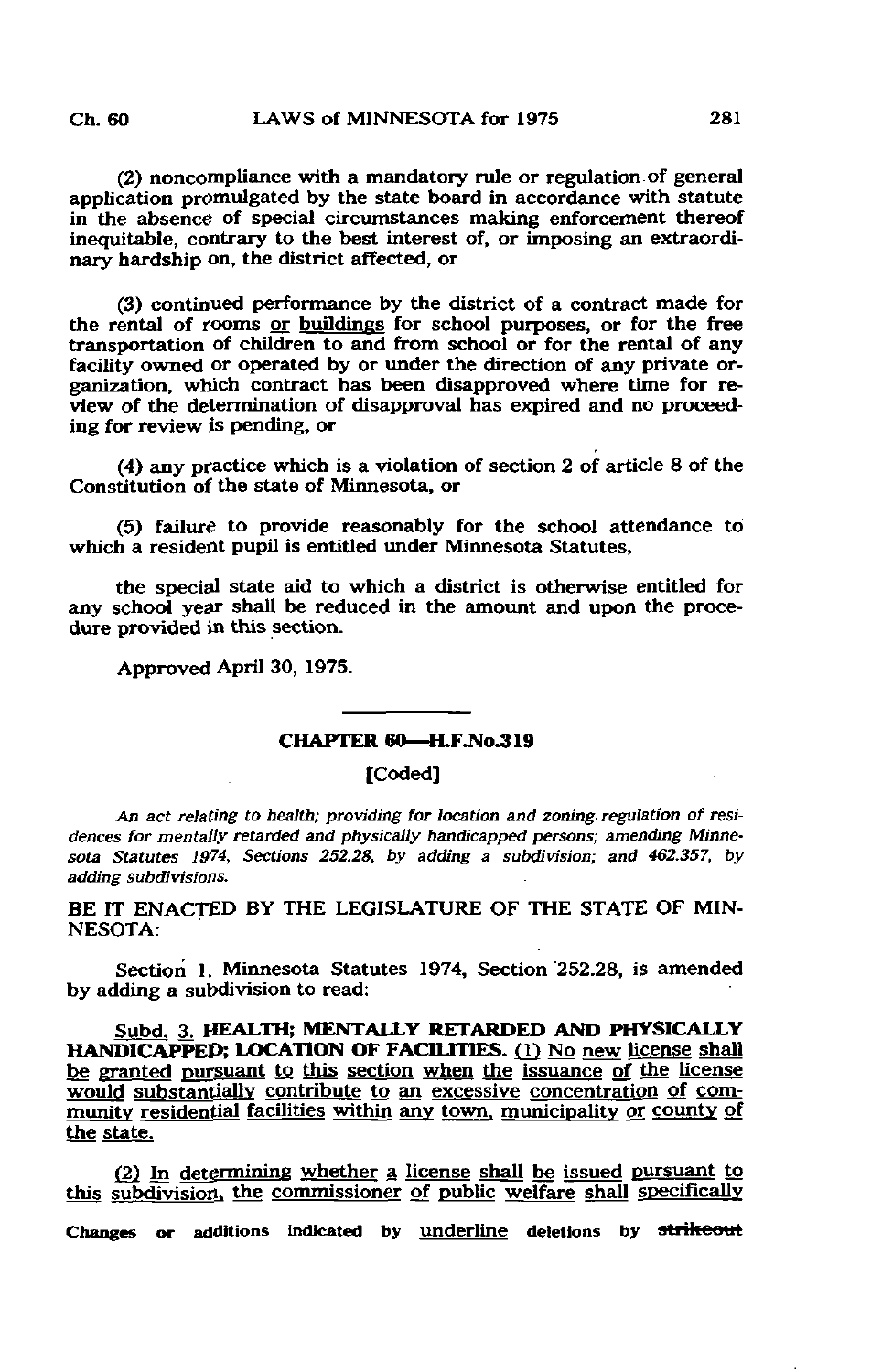(2) noncompliance with a mandatory rule or regulation of general application promulgated by the state board in accordance with statute in the absence of special circumstances making enforcement thereof inequitable, contrary to the best interest of, or imposing an extraordinary hardship on, the district affected, or

(3) continued performance by the district of a contract made for the rental of rooms <u>or buildings</u> for school purposes, or for the free transportation of children to and from school or for the rental of any facility owned or operated by or under the direction of any private organization, which contract has been disapproved where time for review of the determination of disapproval has expired and no proceeding for review is pending, or

(4) any practice which is a violation of section 2 of article 8 of the Constitution of the state of Minnesota, or

(5) failure to provide reasonably for the school attendance to which a resident pupil is entitled under Minnesota Statutes,

the special state aid to which a district is otherwise entitled for any school year shall be reduced in the amount and upon the procedure provided in this section.

Approved April 30, 1975.

## CHAPTER 60—H.F.No.319

[Coded]

*An act relating to health; providing for location and zoning regulation of residences for mentally retarded and physically handicapped persons; amending Minnesota Statutes 1974, Sections 252.28, by adding a subdivision; and 462.357, by adding subdivisions.*

BE IT ENACTED BY THE LEGISLATURE OF THE STATE OF MINNESOTA:

Section 1. Minnesota Statutes 1974, Section 252.28, is amended by adding a subdivision to read:

<u>Subd. 3.</u> **<u>HEALTH; MENTALLY RETARDED AND PHYSICALLY HANDICAPPED; LOCATION OF FACILITIES.</u>** <u>(1) No new license shall be granted pursuant to this section when the issuance of the license would substantially contribute to an excessive concentration of community residential facilities within any town, municipality or county of the state.</u>

<u>(2) In determining whether a license shall be issued pursuant to this subdivision, the commissioner of public welfare shall specifically</u>

Changes or additions indicated by <u>underline</u> deletions by ~~strikeout~~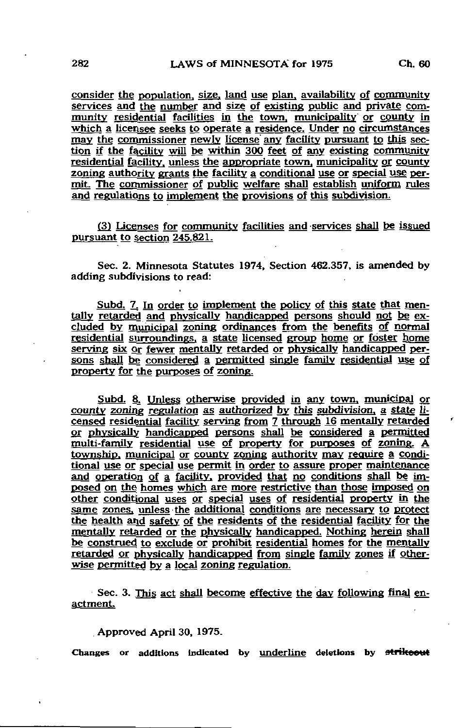consider the population, size, land use plan, availability of community services and the number and size of existing public and private community residential facilities in the town, municipality or county in which a licensee seeks to operate a residence. Under no circumstances may the commissioner newly license any facility pursuant to this section if the facility will be within 300 feet of any existing community residential facility, unless the appropriate town, municipality or county zoning authority grants the facility a conditional use or special use permit. The commissioner of public welfare shall establish uniform rules and regulations to implement the provisions of this subdivision.

(3) Licenses for community facilities and services shall be issued pursuant to section 245.821.

Sec. 2. Minnesota Statutes 1974, Section 462.357, is amended by adding subdivisions to read:

Subd. 7. In order to implement the policy of this state that mentally retarded and physically handicapped persons should not be excluded by municipal zoning ordinances from the benefits of normal residential surroundings, a state licensed group home or foster home serving six or fewer mentally retarded or physically handicapped persons shall be considered a permitted single family residential use of property for the purposes of zoning.

Subd. 8. Unless otherwise provided in any town, municipal or county zoning regulation as authorized by this subdivision, a state licensed residential facility serving from 7 through 16 mentally retarded or physically handicapped persons shall be considered a permitted multi-family residential use of property for purposes of zoning. A township, municipal or county zoning authority may require a conditional use or special use permit in order to assure proper maintenance and operation of a facility, provided that no conditions shall be imposed on the homes which are more restrictive than those imposed on other conditional uses or special uses of residential property in the same zones, unless the additional conditions are necessary to protect the health and safety of the residents of the residential facility for the mentally retarded or the physically handicapped. Nothing herein shall be construed to exclude or prohibit residential homes for the mentally retarded or physically handicapped from single family zones if otherwise permitted by a local zoning regulation.

Sec. 3. This act shall become effective the day following final enactment.

Approved April 30, 1975.

Changes or additions indicated by underline deletions by ~~strikeout~~